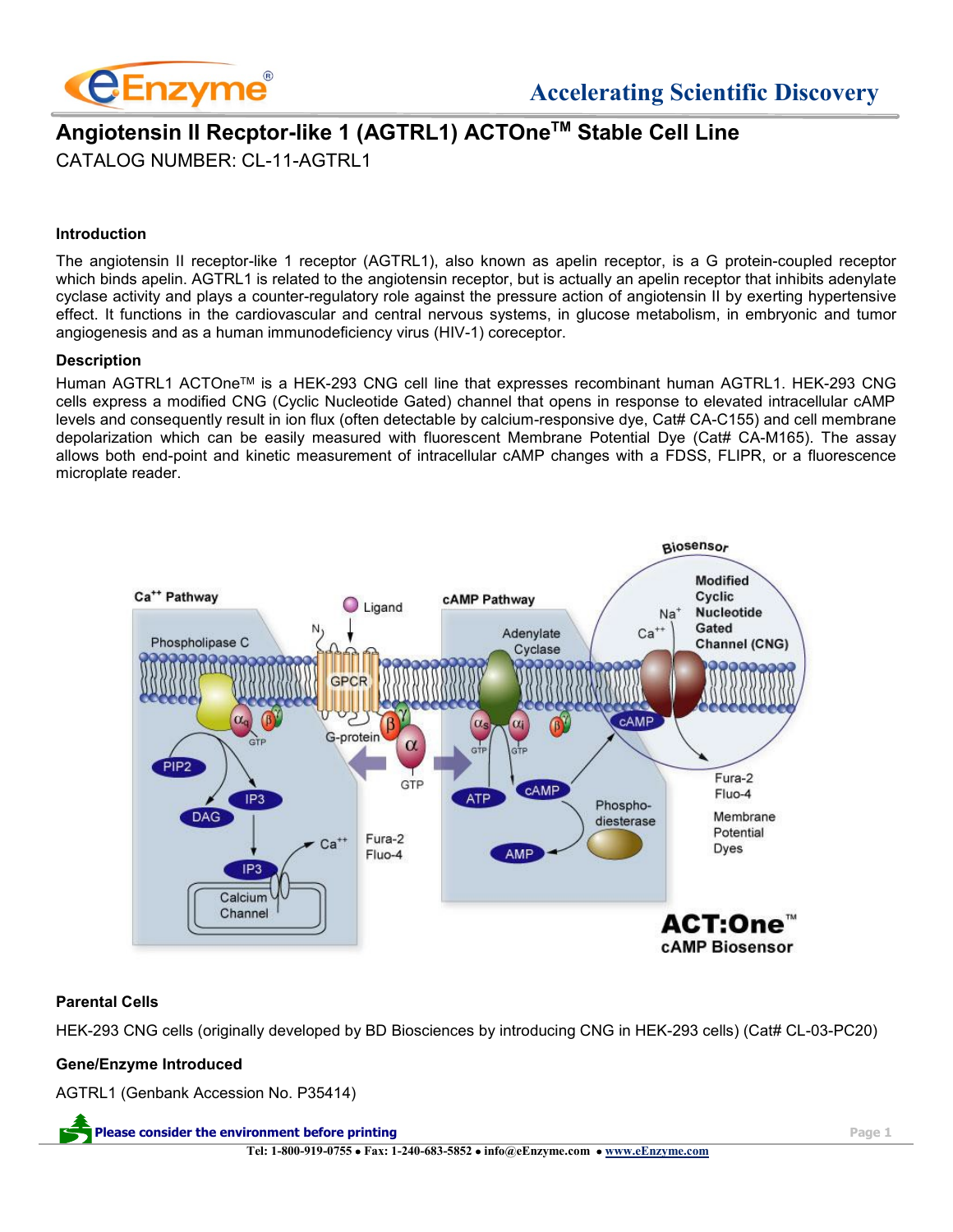# Angiotensin II Recptor-like 1 (AGTRL1) ACTOne™ Stable Cell Line

CATALOG NUMBER: CL-11-AGTRL1

### Introduction

The angiotensin II receptor-like 1 receptor (AGTRL1), also known as apelin receptor, is a G protein-coupled receptor which binds apelin. AGTRL1 is related to the angiotensin receptor, but is actually an apelin receptor that inhibits adenylate cyclase activity and plays a counter-regulatory role against the pressure action of angiotensin II by exerting hypertensive effect. It functions in the cardiovascular and central nervous systems, in glucose metabolism, in embryonic and tumor angiogenesis and as a human immunodeficiency virus (HIV-1) coreceptor.

### Description

Human AGTRL1 ACTOne™ is a HEK-293 CNG cell line that expresses recombinant human AGTRL1. HEK-293 CNG cells express a modified CNG (Cyclic Nucleotide Gated) channel that opens in response to elevated intracellular cAMP levels and consequently result in ion flux (often detectable by calcium-responsive dye, Cat# CA-C155) and cell membrane depolarization which can be easily measured with fluorescent Membrane Potential Dye (Cat# CA-M165). The assay allows both end-point and kinetic measurement of intracellular cAMP changes with a FDSS, FLIPR, or a fluorescence microplate reader.

### Parental Cells

HEK-293 CNG cells (originally developed by BD Biosciences by introducing CNG in HEK-293 cells) (Cat# CL-03-PC20)

### Gene/Enzyme Introduced

AGTRL1 (Genbank Accession No. P35414)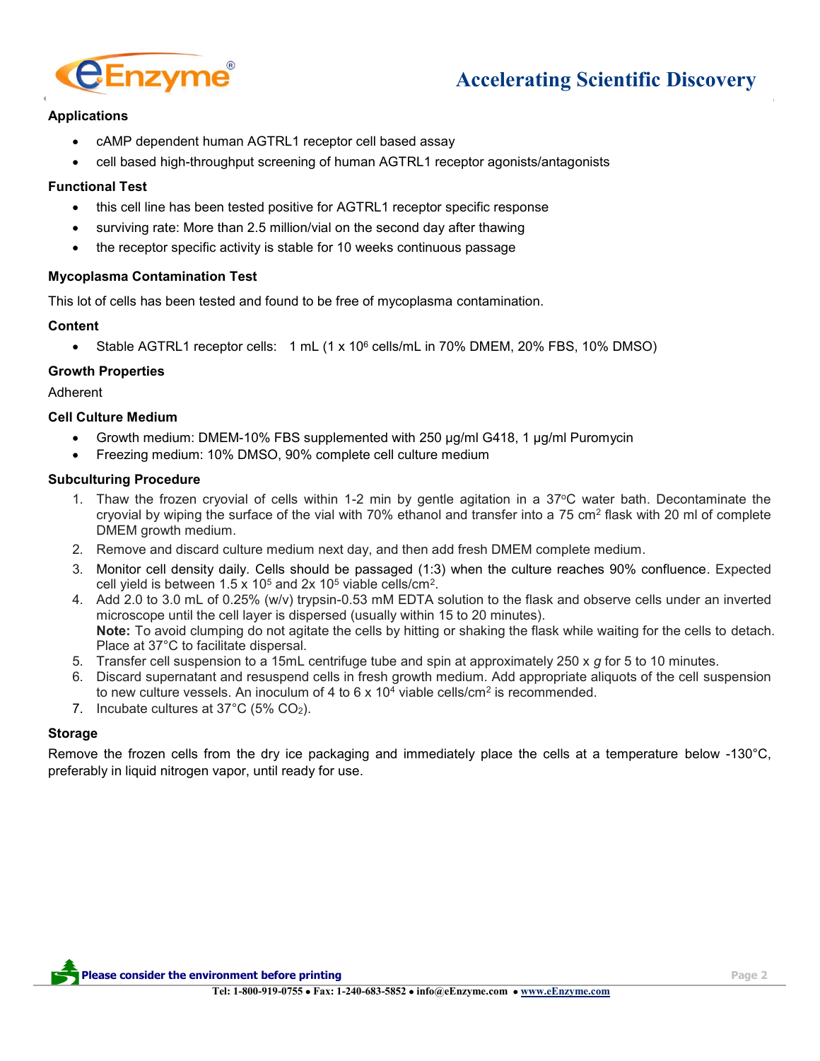## Applications

- cAMP dependent human AGTRL1 receptor cell based assay
- cell based high-throughput screening of human AGTRL1 receptor agonists/antagonists

## Functional Test

- this cell line has been tested positive for AGTRL1 receptor specific response
- surviving rate: More than 2.5 million/vial on the second day after thawing
- the receptor specific activity is stable for 10 weeks continuous passage

## Mycoplasma Contamination Test

This lot of cells has been tested and found to be free of mycoplasma contamination.

## Content

- Stable AGTRL1 receptor cells: 1 mL (1 x $10^6$ cells/mL in 70% DMEM, 20% FBS, 10% DMSO)

## Growth Properties

Adherent

## Cell Culture Medium

- Growth medium: DMEM-10% FBS supplemented with 250 µg/ml G418, 1 µg/ml Puromycin
- Freezing medium: 10% DMSO, 90% complete cell culture medium

## Subculturing Procedure

1. Thaw the frozen cryovial of cells within 1-2 min by gentle agitation in a 37°C water bath. Decontaminate the cryovial by wiping the surface of the vial with 70% ethanol and transfer into a 75 $cm^2$ flask with 20 ml of complete DMEM growth medium.
2. Remove and discard culture medium next day, and then add fresh DMEM complete medium.
3. Monitor cell density daily. Cells should be passaged (1:3) when the culture reaches 90% confluence. Expected cell yield is between 1.5 x $10^5$ and 2x $10^5$ viable cells/$cm^2$.
4. Add 2.0 to 3.0 mL of 0.25% (w/v) trypsin-0.53 mM EDTA solution to the flask and observe cells under an inverted microscope until the cell layer is dispersed (usually within 15 to 20 minutes).
   **Note:** To avoid clumping do not agitate the cells by hitting or shaking the flask while waiting for the cells to detach. Place at 37°C to facilitate dispersal.
5. Transfer cell suspension to a 15mL centrifuge tube and spin at approximately 250 x *g* for 5 to 10 minutes.
6. Discard supernatant and resuspend cells in fresh growth medium. Add appropriate aliquots of the cell suspension to new culture vessels. An inoculum of 4 to 6 x $10^4$ viable cells/$cm^2$ is recommended.
7. Incubate cultures at 37°C (5% $CO_2$).

## Storage

Remove the frozen cells from the dry ice packaging and immediately place the cells at a temperature below -130°C, preferably in liquid nitrogen vapor, until ready for use.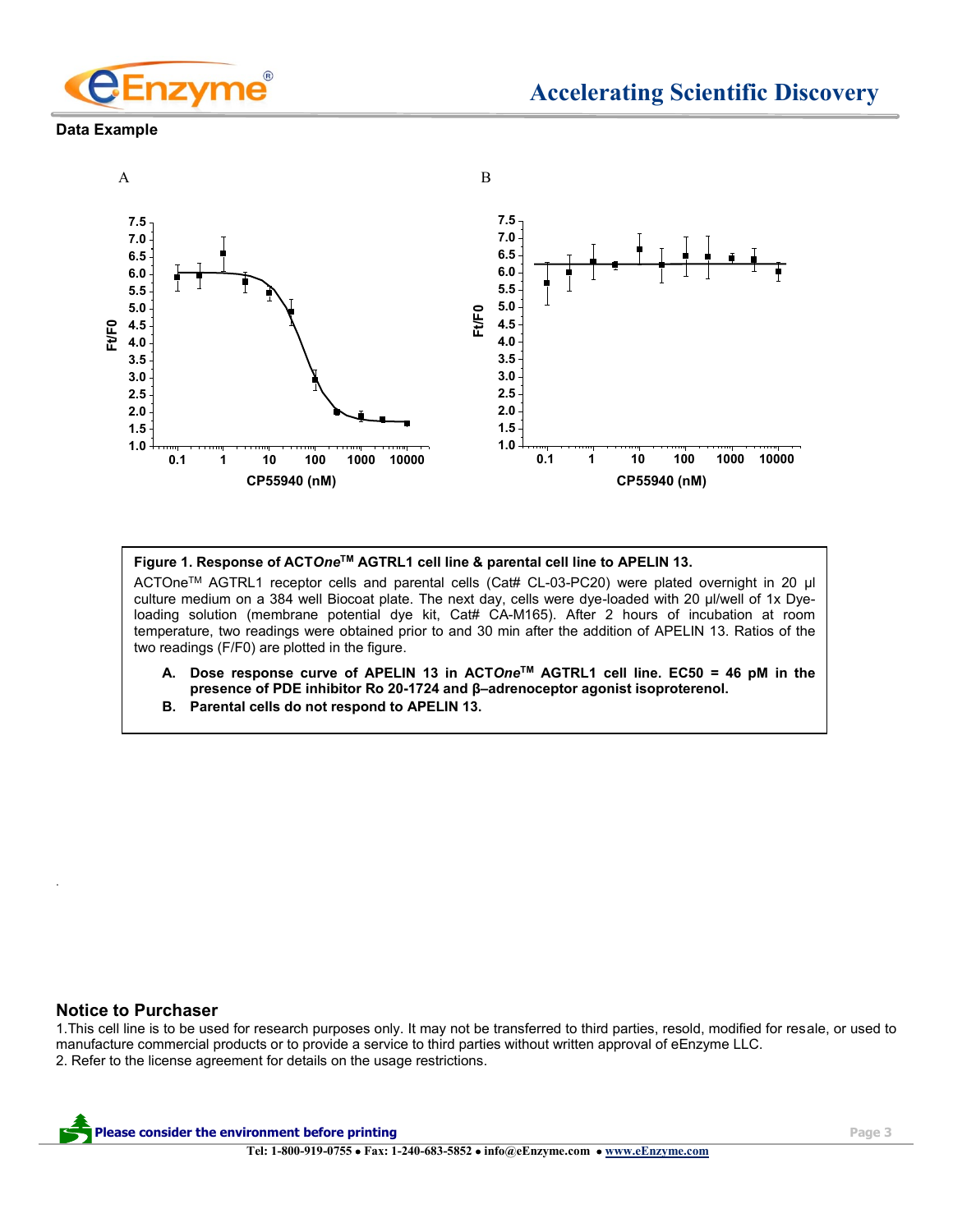### Data Example

A

7.5
7.0
6.5
6.0
5.5
5.0
4.5
4.0
3.5
3.0
2.5
2.0
1.5
1.0

Ft/F0

0.1 1 10 100 1000 10000

CP55940 (nM)

B

7.5
7.0
6.5
6.0
5.5
5.0
4.5
4.0
3.5
3.0
2.5
2.0
1.5
1.0

Ft/F0

0.1 1 10 100 1000 10000

CP55940 (nM)

**Figure 1. Response of ACT*One*™ AGTRL1 cell line & parental cell line to APELIN 13.**

ACTOne™ AGTRL1 receptor cells and parental cells (Cat# CL-03-PC20) were plated overnight in 20 µl culture medium on a 384 well Biocoat plate. The next day, cells were dye-loaded with 20 µl/well of 1x Dye-loading solution (membrane potential dye kit, Cat# CA-M165). After 2 hours of incubation at room temperature, two readings were obtained prior to and 30 min after the addition of APELIN 13. Ratios of the two readings (F/F0) are plotted in the figure.

- **A. Dose response curve of APELIN 13 in ACT*One*™ AGTRL1 cell line. EC50 = 46 pM in the presence of PDE inhibitor Ro 20-1724 and β–adrenoceptor agonist isoproterenol.**
- **B. Parental cells do not respond to APELIN 13.**

## Notice to Purchaser

1.This cell line is to be used for research purposes only. It may not be transferred to third parties, resold, modified for resale, or used to manufacture commercial products or to provide a service to third parties without written approval of eEnzyme LLC.
2. Refer to the license agreement for details on the usage restrictions.